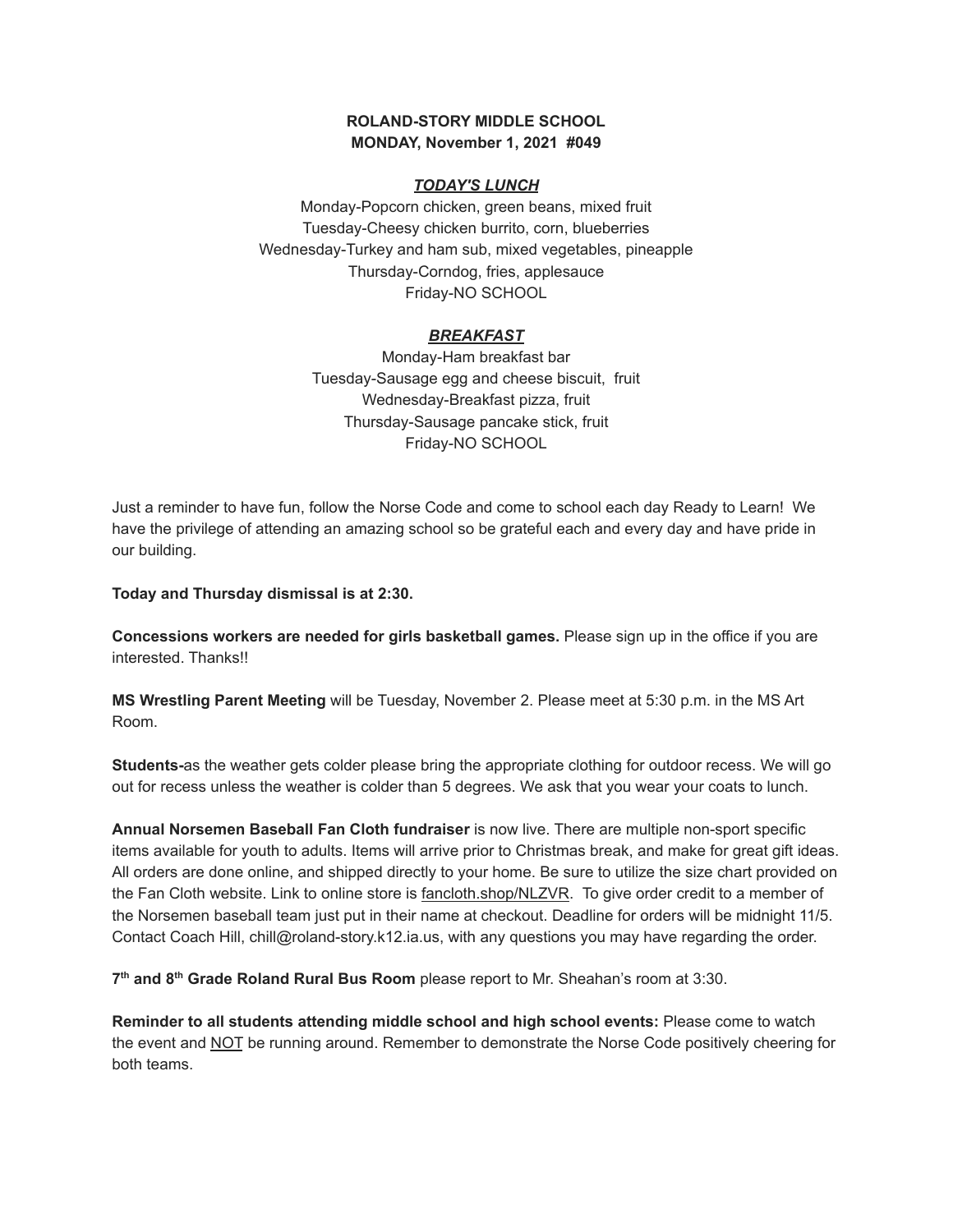**ROLAND-STORY MIDDLE SCHOOL**
**MONDAY, November 1, 2021 #049**

***TODAY'S LUNCH***

Monday-Popcorn chicken, green beans, mixed fruit
Tuesday-Cheesy chicken burrito, corn, blueberries
Wednesday-Turkey and ham sub, mixed vegetables, pineapple
Thursday-Corndog, fries, applesauce
Friday-NO SCHOOL

***BREAKFAST***

Monday-Ham breakfast bar
Tuesday-Sausage egg and cheese biscuit, fruit
Wednesday-Breakfast pizza, fruit
Thursday-Sausage pancake stick, fruit
Friday-NO SCHOOL

Just a reminder to have fun, follow the Norse Code and come to school each day Ready to Learn! We have the privilege of attending an amazing school so be grateful each and every day and have pride in our building.

**Today and Thursday dismissal is at 2:30.**

**Concessions workers are needed for girls basketball games.** Please sign up in the office if you are interested. Thanks!!

**MS Wrestling Parent Meeting** will be Tuesday, November 2. Please meet at 5:30 p.m. in the MS Art Room.

**Students-**as the weather gets colder please bring the appropriate clothing for outdoor recess. We will go out for recess unless the weather is colder than 5 degrees. We ask that you wear your coats to lunch.

**Annual Norsemen Baseball Fan Cloth fundraiser** is now live. There are multiple non-sport specific items available for youth to adults. Items will arrive prior to Christmas break, and make for great gift ideas. All orders are done online, and shipped directly to your home. Be sure to utilize the size chart provided on the Fan Cloth website. Link to online store is fancloth.shop/NLZVR. To give order credit to a member of the Norsemen baseball team just put in their name at checkout. Deadline for orders will be midnight 11/5. Contact Coach Hill, chill@roland-story.k12.ia.us, with any questions you may have regarding the order.

**7th and 8th Grade Roland Rural Bus Room** please report to Mr. Sheahan's room at 3:30.

**Reminder to all students attending middle school and high school events:** Please come to watch the event and NOT be running around. Remember to demonstrate the Norse Code positively cheering for both teams.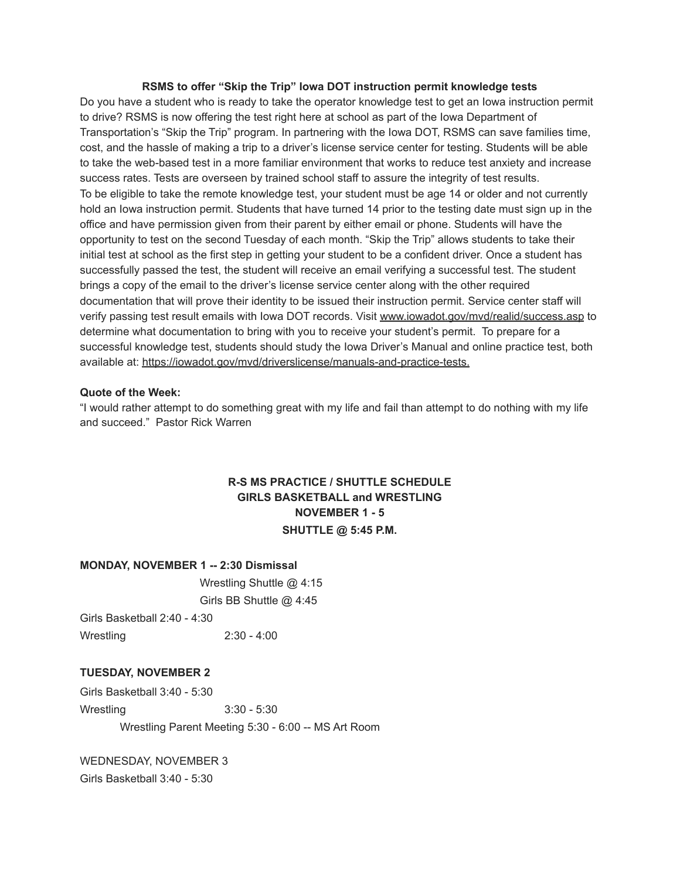**RSMS to offer "Skip the Trip" Iowa DOT instruction permit knowledge tests**

Do you have a student who is ready to take the operator knowledge test to get an Iowa instruction permit to drive? RSMS is now offering the test right here at school as part of the Iowa Department of Transportation's "Skip the Trip" program. In partnering with the Iowa DOT, RSMS can save families time, cost, and the hassle of making a trip to a driver's license service center for testing. Students will be able to take the web-based test in a more familiar environment that works to reduce test anxiety and increase success rates. Tests are overseen by trained school staff to assure the integrity of test results.

To be eligible to take the remote knowledge test, your student must be age 14 or older and not currently hold an Iowa instruction permit. Students that have turned 14 prior to the testing date must sign up in the office and have permission given from their parent by either email or phone. Students will have the opportunity to test on the second Tuesday of each month. "Skip the Trip" allows students to take their initial test at school as the first step in getting your student to be a confident driver. Once a student has successfully passed the test, the student will receive an email verifying a successful test. The student brings a copy of the email to the driver's license service center along with the other required documentation that will prove their identity to be issued their instruction permit. Service center staff will verify passing test result emails with Iowa DOT records. Visit www.iowadot.gov/mvd/realid/success.asp to determine what documentation to bring with you to receive your student's permit. To prepare for a successful knowledge test, students should study the Iowa Driver's Manual and online practice test, both available at: https://iowadot.gov/mvd/driverslicense/manuals-and-practice-tests.

**Quote of the Week:**

"I would rather attempt to do something great with my life and fail than attempt to do nothing with my life and succeed." Pastor Rick Warren

**R-S MS PRACTICE / SHUTTLE SCHEDULE**
**GIRLS BASKETBALL and WRESTLING**
**NOVEMBER 1 - 5**
**SHUTTLE @ 5:45 P.M.**

**MONDAY, NOVEMBER 1 -- 2:30 Dismissal**

Wrestling Shuttle @ 4:15

Girls BB Shuttle @ 4:45

Girls Basketball 2:40 - 4:30

Wrestling 2:30 - 4:00

**TUESDAY, NOVEMBER 2**

Girls Basketball 3:40 - 5:30

Wrestling 3:30 - 5:30

Wrestling Parent Meeting 5:30 - 6:00 -- MS Art Room

WEDNESDAY, NOVEMBER 3

Girls Basketball 3:40 - 5:30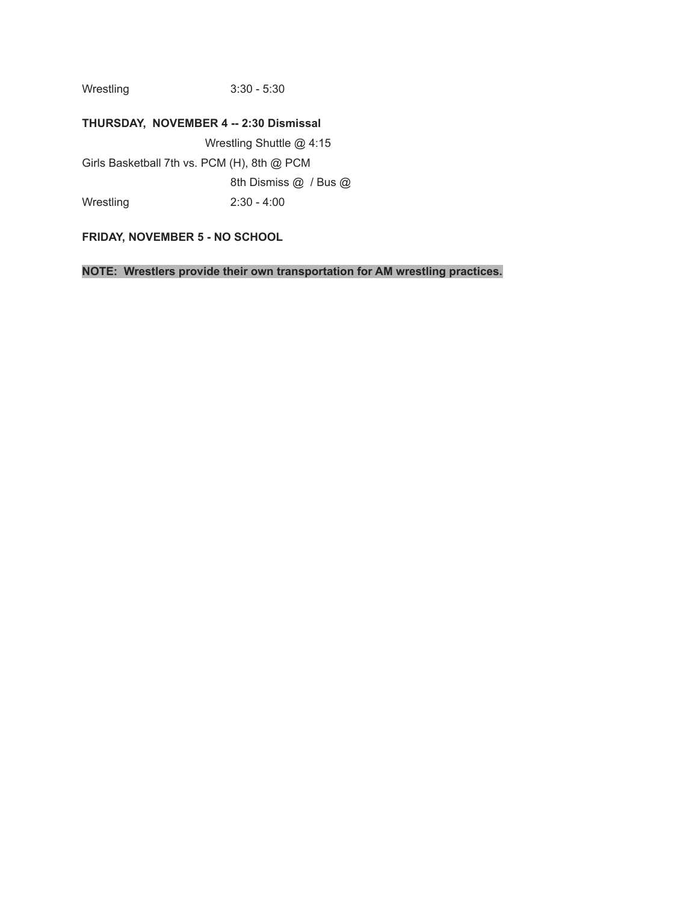Wrestling 3:30 - 5:30

**THURSDAY, NOVEMBER 4 -- 2:30 Dismissal**

Wrestling Shuttle @ 4:15

Girls Basketball 7th vs. PCM (H), 8th @ PCM

8th Dismiss @ / Bus @

Wrestling 2:30 - 4:00

**FRIDAY, NOVEMBER 5 - NO SCHOOL**

**NOTE: Wrestlers provide their own transportation for AM wrestling practices.**